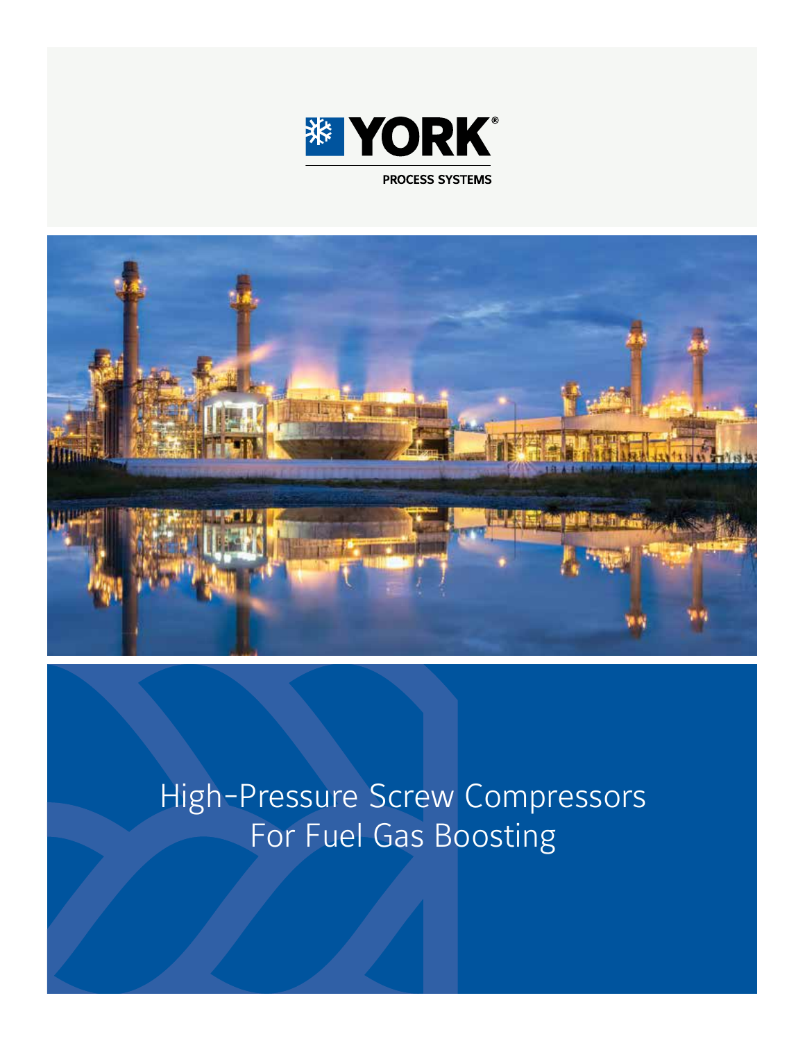YORK®

PROCESS SYSTEMS

# High-Pressure Screw Compressors For Fuel Gas Boosting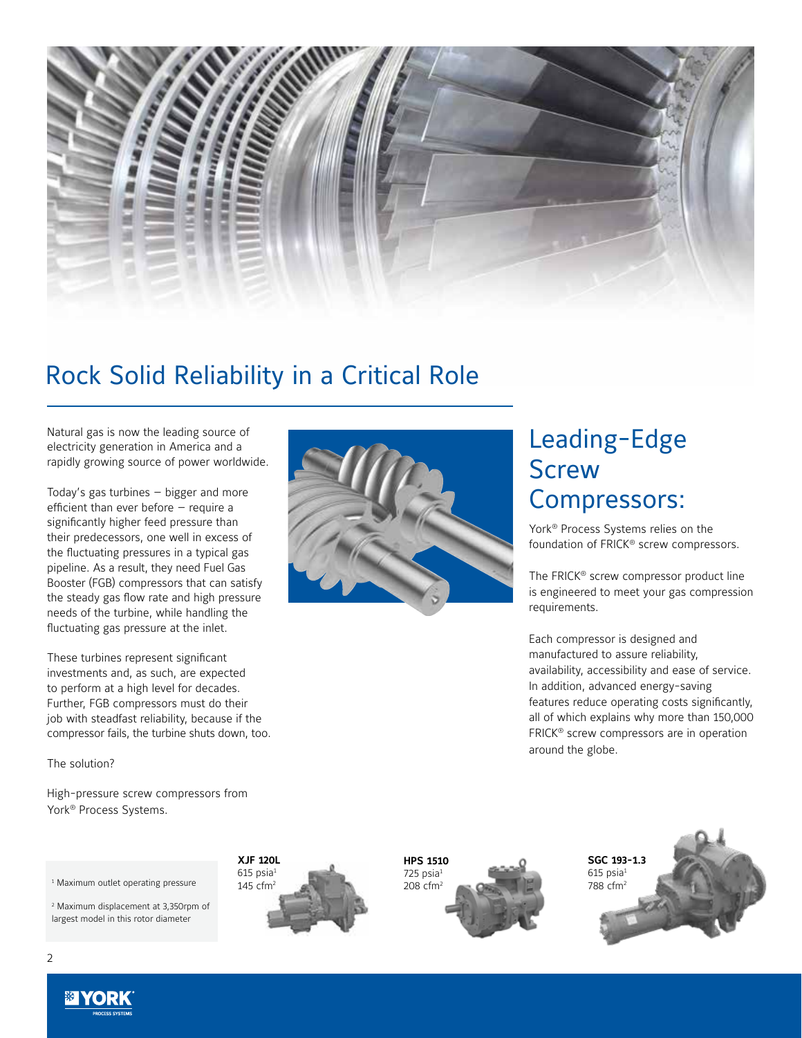# Rock Solid Reliability in a Critical Role

Natural gas is now the leading source of electricity generation in America and a rapidly growing source of power worldwide.

Today's gas turbines – bigger and more efficient than ever before – require a significantly higher feed pressure than their predecessors, one well in excess of the fluctuating pressures in a typical gas pipeline. As a result, they need Fuel Gas Booster (FGB) compressors that can satisfy the steady gas flow rate and high pressure needs of the turbine, while handling the fluctuating gas pressure at the inlet.

These turbines represent significant investments and, as such, are expected to perform at a high level for decades. Further, FGB compressors must do their job with steadfast reliability, because if the compressor fails, the turbine shuts down, too.

The solution?

High-pressure screw compressors from York® Process Systems.

## Leading-Edge Screw Compressors:

York® Process Systems relies on the foundation of FRICK® screw compressors.

The FRICK® screw compressor product line is engineered to meet your gas compression requirements.

Each compressor is designed and manufactured to assure reliability, availability, accessibility and ease of service. In addition, advanced energy-saving features reduce operating costs significantly, all of which explains why more than 150,000 FRICK® screw compressors are in operation around the globe.

**XJF 120L**
615 psia[1]
145 cfm[2]

**HPS 1510**
725 psia[1]
208 cfm[2]

**SGC 193-1.3**
615 psia[1]
788 cfm[2]

[1] Maximum outlet operating pressure

[2] Maximum displacement at 3,350rpm of largest model in this rotor diameter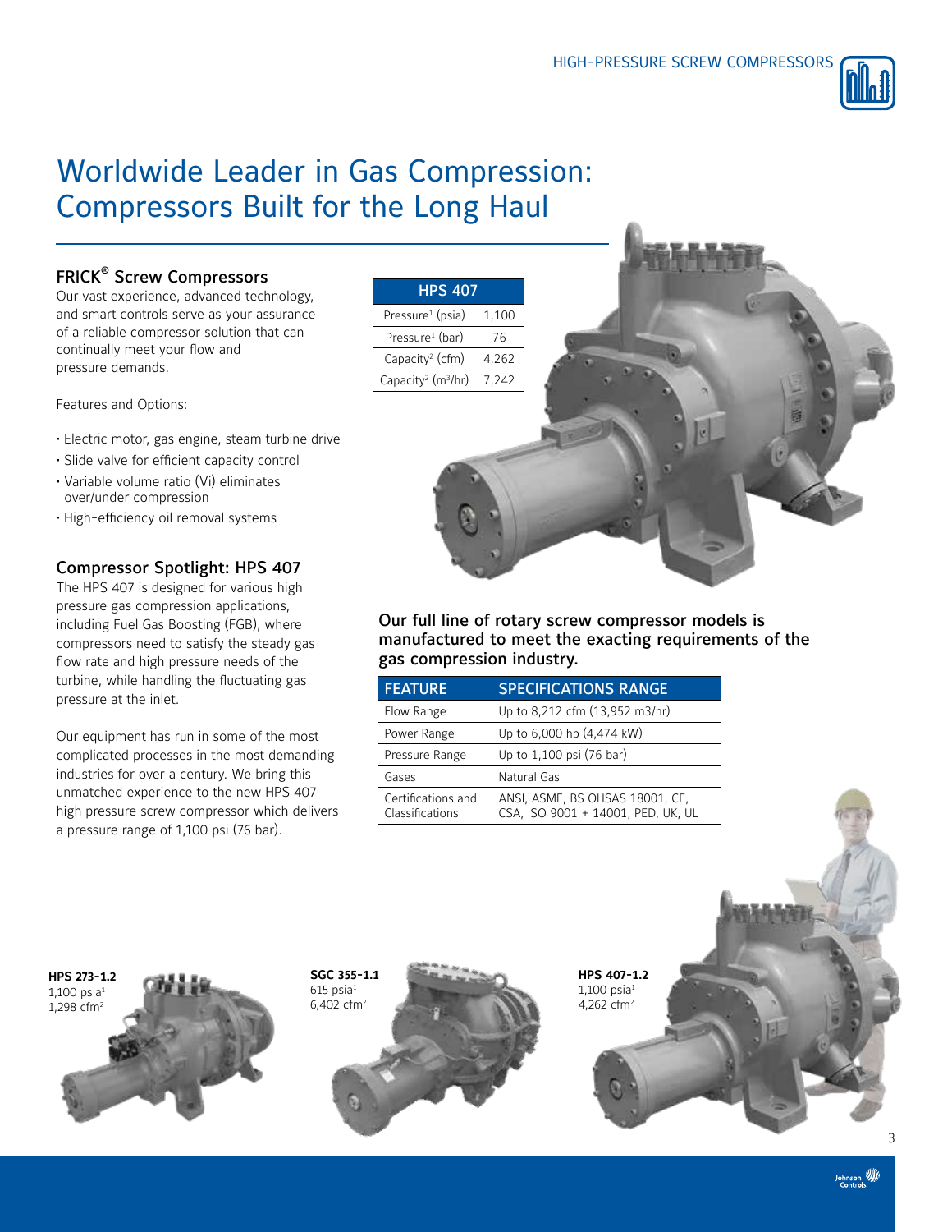# Worldwide Leader in Gas Compression: Compressors Built for the Long Haul

## FRICK® Screw Compressors

Our vast experience, advanced technology, and smart controls serve as your assurance of a reliable compressor solution that can continually meet your flow and pressure demands.

Features and Options:

- Electric motor, gas engine, steam turbine drive
- Slide valve for efficient capacity control
- Variable volume ratio (Vi) eliminates over/under compression
- High-efficiency oil removal systems

## Compressor Spotlight: HPS 407

The HPS 407 is designed for various high pressure gas compression applications, including Fuel Gas Boosting (FGB), where compressors need to satisfy the steady gas flow rate and high pressure needs of the turbine, while handling the fluctuating gas pressure at the inlet.

Our equipment has run in some of the most complicated processes in the most demanding industries for over a century. We bring this unmatched experience to the new HPS 407 high pressure screw compressor which delivers a pressure range of 1,100 psi (76 bar).

| HPS 407 | |
|---|---|
| Pressure[1] (psia) | 1,100 |
| Pressure[1] (bar) | 76 |
| Capacity[2] (cfm) | 4,262 |
| Capacity[2] ($m^3$/hr) | 7,242 |

**Our full line of rotary screw compressor models is manufactured to meet the exacting requirements of the gas compression industry.**

| FEATURE | SPECIFICATIONS RANGE |
|---|---|
| Flow Range | Up to 8,212 cfm (13,952 m3/hr) |
| Power Range | Up to 6,000 hp (4,474 kW) |
| Pressure Range | Up to 1,100 psi (76 bar) |
| Gases | Natural Gas |
| Certifications and Classifications | ANSI, ASME, BS OHSAS 18001, CE, CSA, ISO 9001 + 14001, PED, UK, UL |

**HPS 273-1.2**
1,100 psia[1]
1,298 cfm[2]

**SGC 355-1.1**
615 psia[1]
6,402 cfm[2]

**HPS 407-1.2**
1,100 psia[1]
4,262 cfm[2]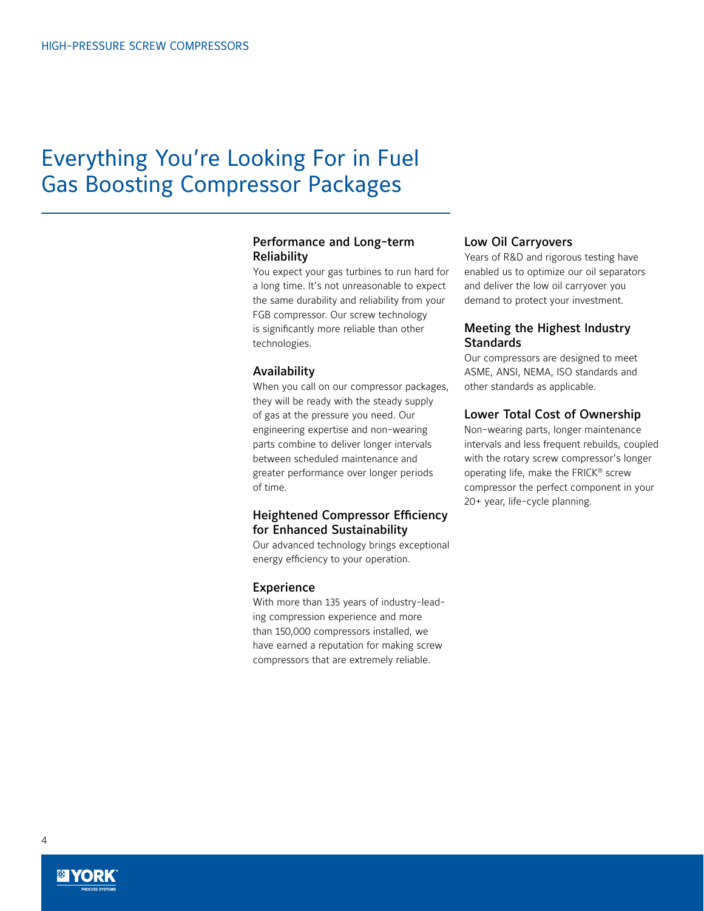# Everything You're Looking For in Fuel Gas Boosting Compressor Packages

## Performance and Long-term Reliability

You expect your gas turbines to run hard for a long time. It's not unreasonable to expect the same durability and reliability from your FGB compressor. Our screw technology is significantly more reliable than other technologies.

## Availability

When you call on our compressor packages, they will be ready with the steady supply of gas at the pressure you need. Our engineering expertise and non-wearing parts combine to deliver longer intervals between scheduled maintenance and greater performance over longer periods of time.

## Heightened Compressor Efficiency for Enhanced Sustainability

Our advanced technology brings exceptional energy efficiency to your operation.

## Experience

With more than 135 years of industry-leading compression experience and more than 150,000 compressors installed, we have earned a reputation for making screw compressors that are extremely reliable.

## Low Oil Carryovers

Years of R&D and rigorous testing have enabled us to optimize our oil separators and deliver the low oil carryover you demand to protect your investment.

## Meeting the Highest Industry Standards

Our compressors are designed to meet ASME, ANSI, NEMA, ISO standards and other standards as applicable.

## Lower Total Cost of Ownership

Non-wearing parts, longer maintenance intervals and less frequent rebuilds, coupled with the rotary screw compressor's longer operating life, make the FRICK® screw compressor the perfect component in your 20+ year, life-cycle planning.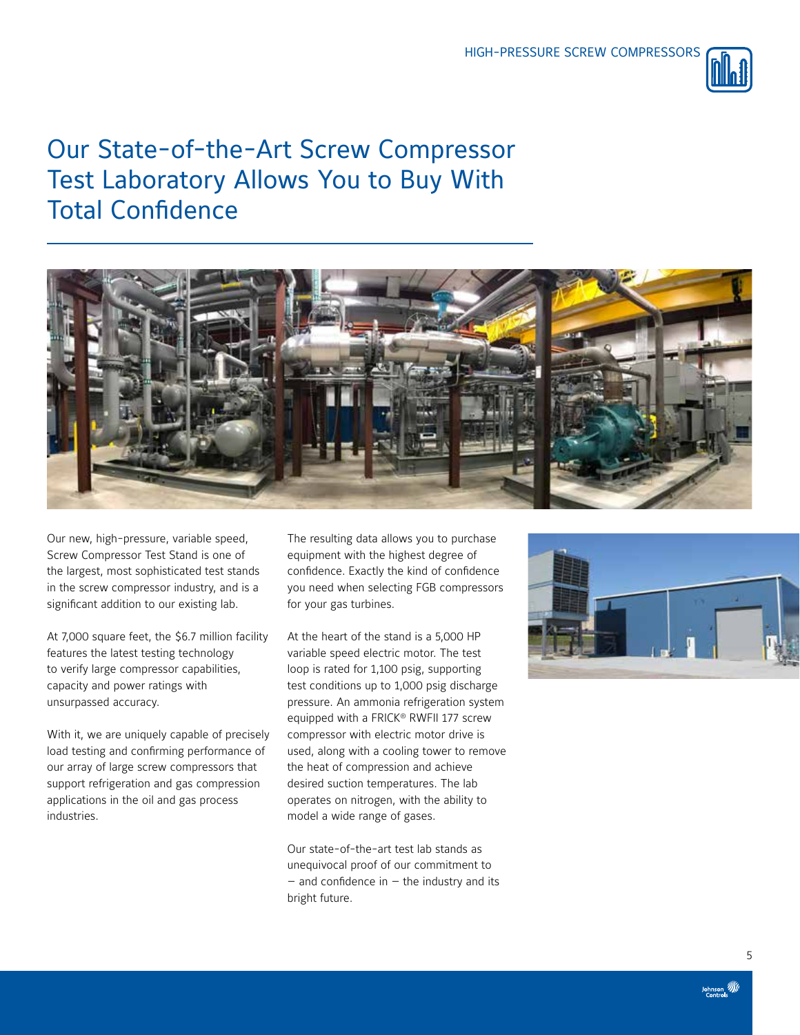# Our State-of-the-Art Screw Compressor Test Laboratory Allows You to Buy With Total Confidence

Our new, high-pressure, variable speed, Screw Compressor Test Stand is one of the largest, most sophisticated test stands in the screw compressor industry, and is a significant addition to our existing lab.

At 7,000 square feet, the $6.7 million facility features the latest testing technology to verify large compressor capabilities, capacity and power ratings with unsurpassed accuracy.

With it, we are uniquely capable of precisely load testing and confirming performance of our array of large screw compressors that support refrigeration and gas compression applications in the oil and gas process industries.

The resulting data allows you to purchase equipment with the highest degree of confidence. Exactly the kind of confidence you need when selecting FGB compressors for your gas turbines.

At the heart of the stand is a 5,000 HP variable speed electric motor. The test loop is rated for 1,100 psig, supporting test conditions up to 1,000 psig discharge pressure. An ammonia refrigeration system equipped with a FRICK® RWFII 177 screw compressor with electric motor drive is used, along with a cooling tower to remove the heat of compression and achieve desired suction temperatures. The lab operates on nitrogen, with the ability to model a wide range of gases.

Our state-of-the-art test lab stands as unequivocal proof of our commitment to – and confidence in – the industry and its bright future.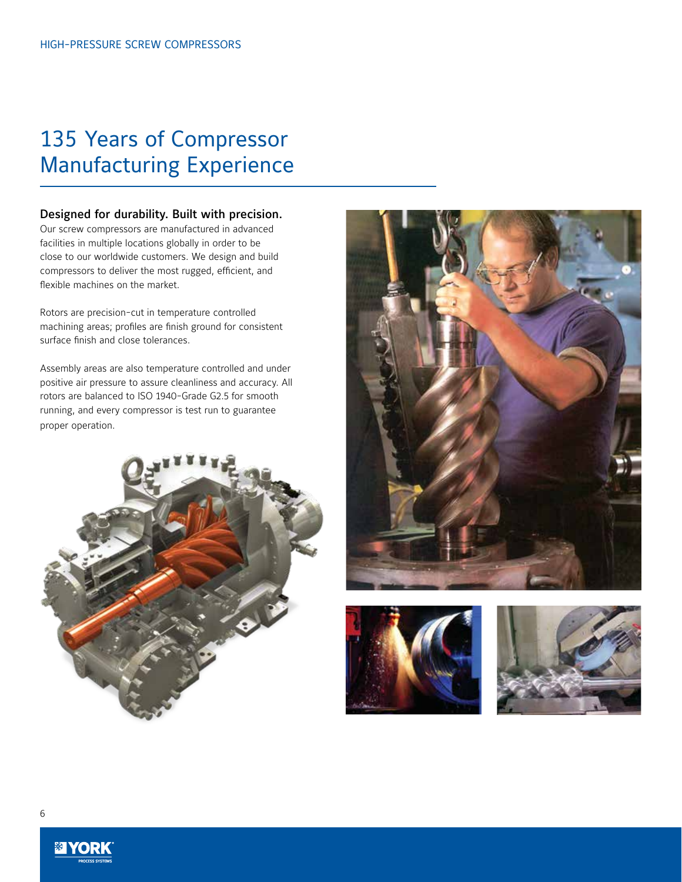# 135 Years of Compressor Manufacturing Experience

### Designed for durability. Built with precision.

Our screw compressors are manufactured in advanced facilities in multiple locations globally in order to be close to our worldwide customers. We design and build compressors to deliver the most rugged, efficient, and flexible machines on the market.

Rotors are precision-cut in temperature controlled machining areas; profiles are finish ground for consistent surface finish and close tolerances.

Assembly areas are also temperature controlled and under positive air pressure to assure cleanliness and accuracy. All rotors are balanced to ISO 1940-Grade G2.5 for smooth running, and every compressor is test run to guarantee proper operation.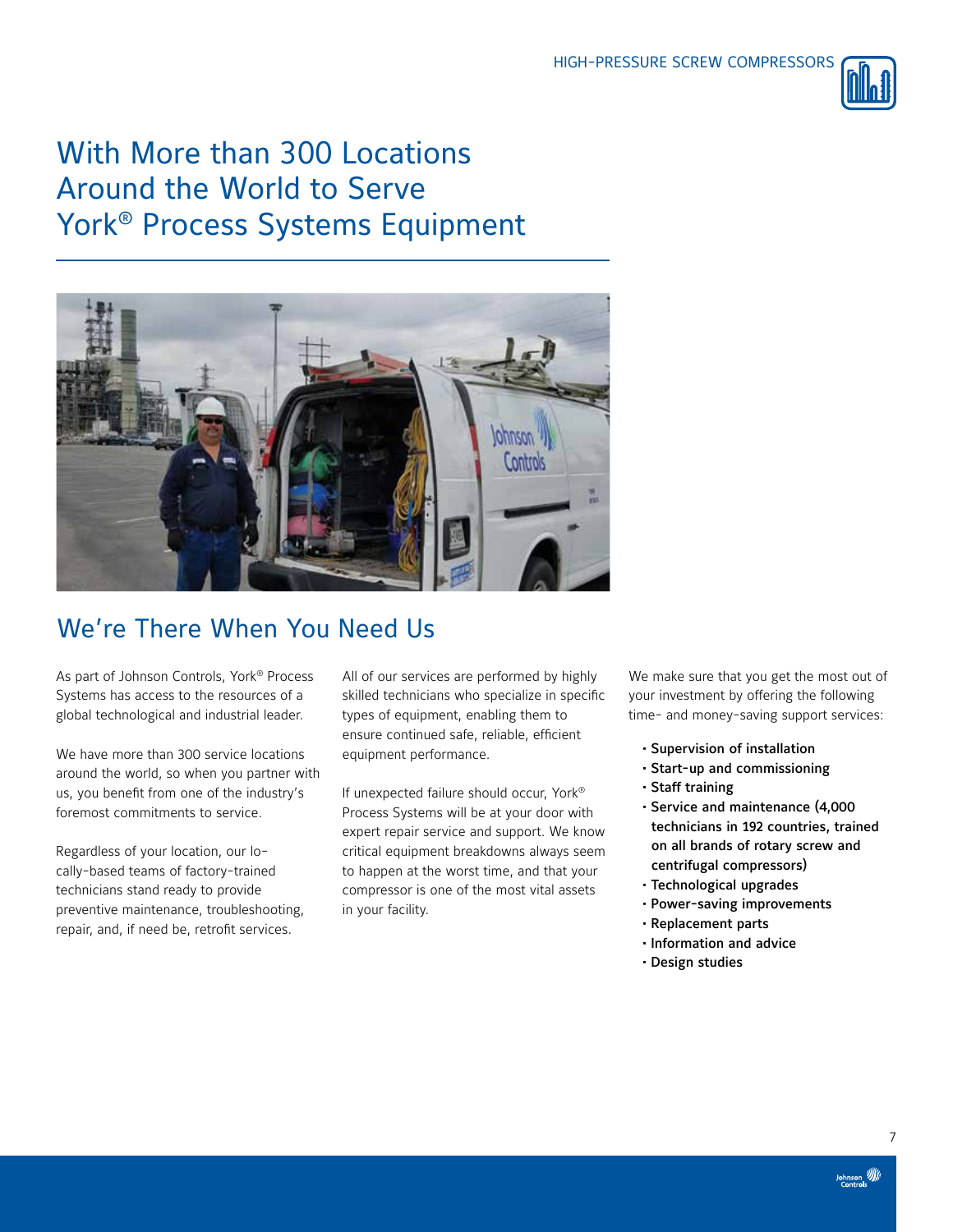# With More than 300 Locations Around the World to Serve York® Process Systems Equipment

## We're There When You Need Us

As part of Johnson Controls, York® Process Systems has access to the resources of a global technological and industrial leader.

We have more than 300 service locations around the world, so when you partner with us, you benefit from one of the industry's foremost commitments to service.

Regardless of your location, our locally-based teams of factory-trained technicians stand ready to provide preventive maintenance, troubleshooting, repair, and, if need be, retrofit services.

All of our services are performed by highly skilled technicians who specialize in specific types of equipment, enabling them to ensure continued safe, reliable, efficient equipment performance.

If unexpected failure should occur, York® Process Systems will be at your door with expert repair service and support. We know critical equipment breakdowns always seem to happen at the worst time, and that your compressor is one of the most vital assets in your facility.

We make sure that you get the most out of your investment by offering the following time- and money-saving support services:

- **Supervision of installation**
- **Start-up and commissioning**
- **Staff training**
- **Service and maintenance (4,000 technicians in 192 countries, trained on all brands of rotary screw and centrifugal compressors)**
- **Technological upgrades**
- **Power-saving improvements**
- **Replacement parts**
- **Information and advice**
- **Design studies**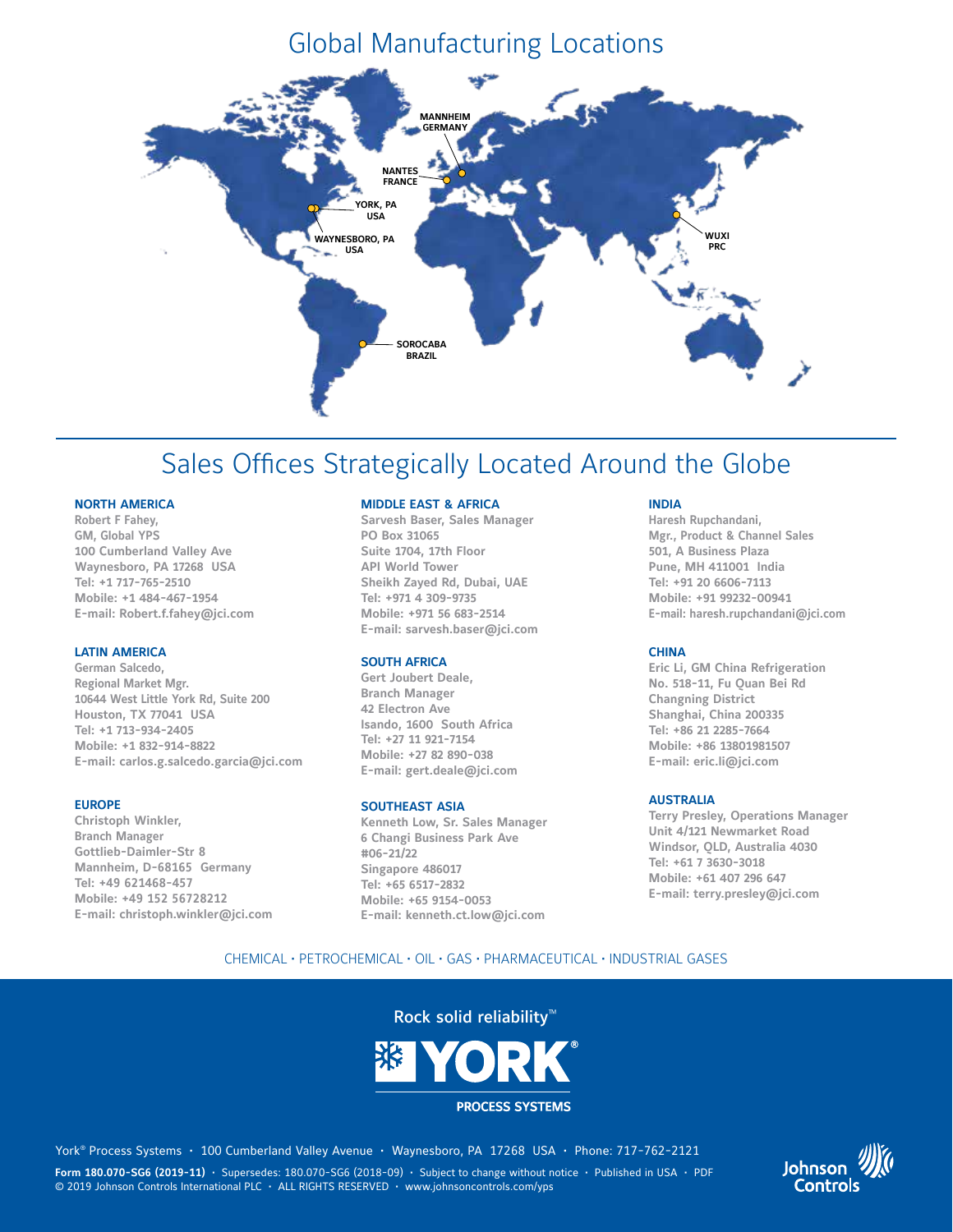# Global Manufacturing Locations

MANNHEIM GERMANY

NANTES FRANCE

YORK, PA USA

WAYNESBORO, PA USA

WUXI PRC

SOROCABA BRAZIL

# Sales Offices Strategically Located Around the Globe

**NORTH AMERICA**
Robert F Fahey,
GM, Global YPS
100 Cumberland Valley Ave
Waynesboro, PA 17268 USA
Tel: +1 717-765-2510
Mobile: +1 484-467-1954
E-mail: Robert.f.fahey@jci.com

**LATIN AMERICA**
German Salcedo,
Regional Market Mgr.
10644 West Little York Rd, Suite 200
Houston, TX 77041 USA
Tel: +1 713-934-2405
Mobile: +1 832-914-8822
E-mail: carlos.g.salcedo.garcia@jci.com

**EUROPE**
Christoph Winkler,
Branch Manager
Gottlieb-Daimler-Str 8
Mannheim, D-68165 Germany
Tel: +49 621468-457
Mobile: +49 152 56728212
E-mail: christoph.winkler@jci.com

**MIDDLE EAST & AFRICA**
Sarvesh Baser, Sales Manager
PO Box 31065
Suite 1704, 17th Floor
API World Tower
Sheikh Zayed Rd, Dubai, UAE
Tel: +971 4 309-9735
Mobile: +971 56 683-2514
E-mail: sarvesh.baser@jci.com

**SOUTH AFRICA**
Gert Joubert Deale,
Branch Manager
42 Electron Ave
Isando, 1600 South Africa
Tel: +27 11 921-7154
Mobile: +27 82 890-038
E-mail: gert.deale@jci.com

**SOUTHEAST ASIA**
Kenneth Low, Sr. Sales Manager
6 Changi Business Park Ave
#06-21/22
Singapore 486017
Tel: +65 6517-2832
Mobile: +65 9154-0053
E-mail: kenneth.ct.low@jci.com

**INDIA**
Haresh Rupchandani,
Mgr., Product & Channel Sales
501, A Business Plaza
Pune, MH 411001 India
Tel: +91 20 6606-7113
Mobile: +91 99232-00941
E-mail: haresh.rupchandani@jci.com

**CHINA**
Eric Li, GM China Refrigeration
No. 518-11, Fu Quan Bei Rd
Changning District
Shanghai, China 200335
Tel: +86 21 2285-7664
Mobile: +86 13801981507
E-mail: eric.li@jci.com

**AUSTRALIA**
Terry Presley, Operations Manager
Unit 4/121 Newmarket Road
Windsor, QLD, Australia 4030
Tel: +61 7 3630-3018
Mobile: +61 407 296 647
E-mail: terry.presley@jci.com

CHEMICAL • PETROCHEMICAL • OIL • GAS • PHARMACEUTICAL • INDUSTRIAL GASES

Rock solid reliability™

YORK® PROCESS SYSTEMS

York® Process Systems • 100 Cumberland Valley Avenue • Waynesboro, PA 17268 USA • Phone: 717-762-2121

**Form 180.070-SG6 (2019-11)** • Supersedes: 180.070-SG6 (2018-09) • Subject to change without notice • Published in USA • PDF
© 2019 Johnson Controls International PLC • ALL RIGHTS RESERVED • www.johnsoncontrols.com/yps

Johnson Controls